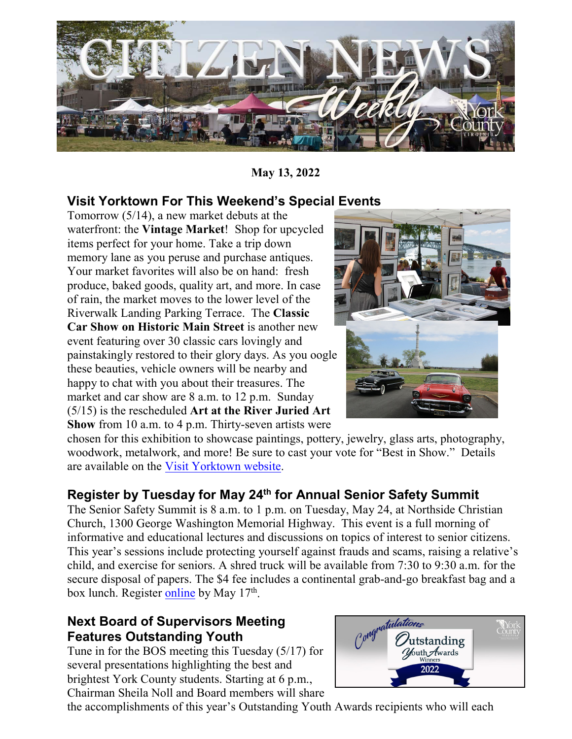# Citizen News Weekly

**May 13, 2022**

## Visit Yorktown For This Weekend's Special Events

Tomorrow (5/14), a new market debuts at the waterfront: the **Vintage Market**! Shop for upcycled items perfect for your home. Take a trip down memory lane as you peruse and purchase antiques. Your market favorites will also be on hand: fresh produce, baked goods, quality art, and more. In case of rain, the market moves to the lower level of the Riverwalk Landing Parking Terrace. The **Classic Car Show on Historic Main Street** is another new event featuring over 30 classic cars lovingly and painstakingly restored to their glory days. As you oogle these beauties, vehicle owners will be nearby and happy to chat with you about their treasures. The market and car show are 8 a.m. to 12 p.m. Sunday (5/15) is the rescheduled **Art at the River Juried Art Show** from 10 a.m. to 4 p.m. Thirty-seven artists were chosen for this exhibition to showcase paintings, pottery, jewelry, glass arts, photography, woodwork, metalwork, and more! Be sure to cast your vote for "Best in Show." Details are available on the Visit Yorktown website.

## Register by Tuesday for May 24th for Annual Senior Safety Summit

The Senior Safety Summit is 8 a.m. to 1 p.m. on Tuesday, May 24, at Northside Christian Church, 1300 George Washington Memorial Highway. This event is a full morning of informative and educational lectures and discussions on topics of interest to senior citizens. This year's sessions include protecting yourself against frauds and scams, raising a relative's child, and exercise for seniors. A shred truck will be available from 7:30 to 9:30 a.m. for the secure disposal of papers. The $4 fee includes a continental grab-and-go breakfast bag and a box lunch. Register online by May 17th.

## Next Board of Supervisors Meeting Features Outstanding Youth

Tune in for the BOS meeting this Tuesday (5/17) for several presentations highlighting the best and brightest York County students. Starting at 6 p.m., Chairman Sheila Noll and Board members will share the accomplishments of this year's Outstanding Youth Awards recipients who will each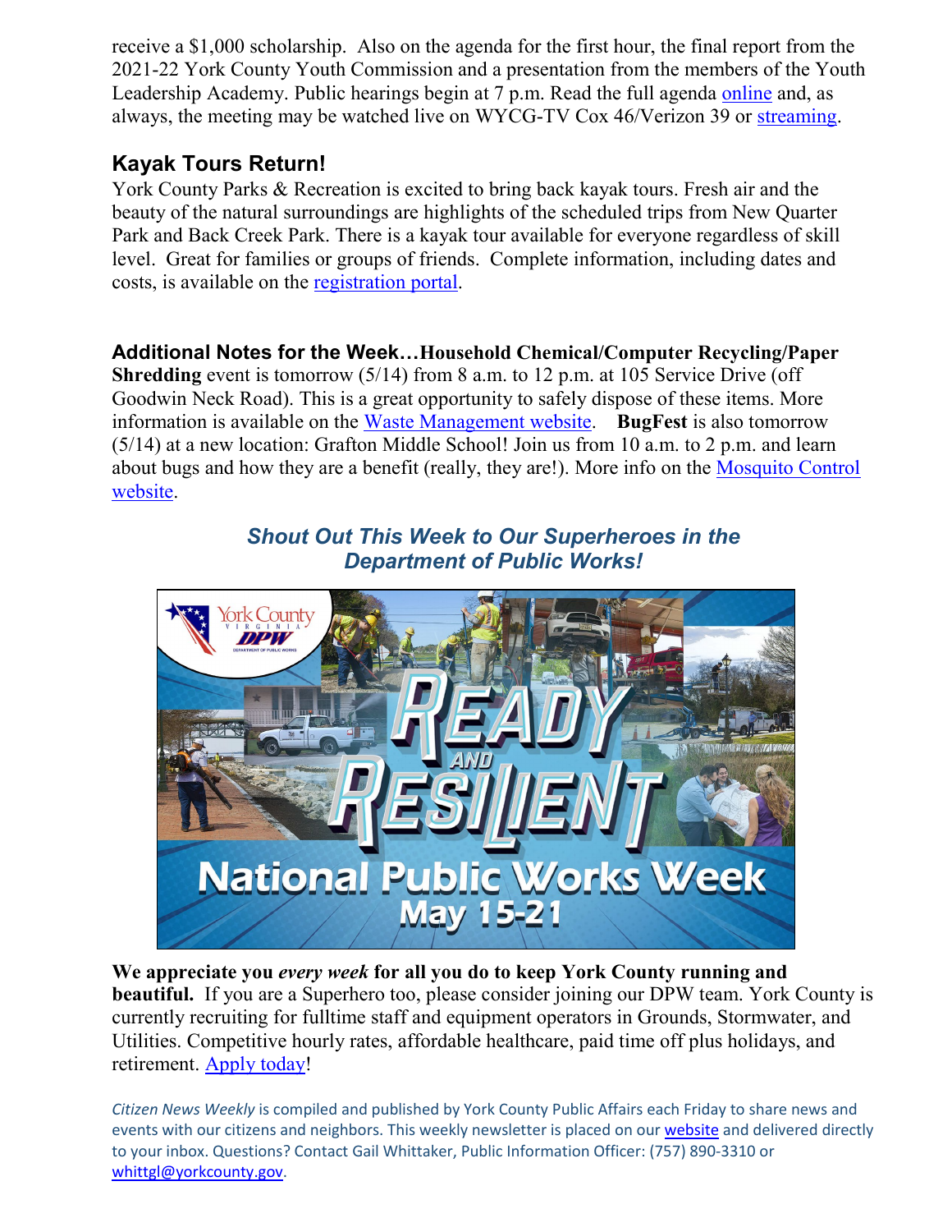receive a $1,000 scholarship. Also on the agenda for the first hour, the final report from the 2021-22 York County Youth Commission and a presentation from the members of the Youth Leadership Academy. Public hearings begin at 7 p.m. Read the full agenda online and, as always, the meeting may be watched live on WYCG-TV Cox 46/Verizon 39 or streaming.

## Kayak Tours Return!

York County Parks & Recreation is excited to bring back kayak tours. Fresh air and the beauty of the natural surroundings are highlights of the scheduled trips from New Quarter Park and Back Creek Park. There is a kayak tour available for everyone regardless of skill level. Great for families or groups of friends. Complete information, including dates and costs, is available on the registration portal.

**Additional Notes for the Week…Household Chemical/Computer Recycling/Paper Shredding** event is tomorrow (5/14) from 8 a.m. to 12 p.m. at 105 Service Drive (off Goodwin Neck Road). This is a great opportunity to safely dispose of these items. More information is available on the Waste Management website. **BugFest** is also tomorrow (5/14) at a new location: Grafton Middle School! Join us from 10 a.m. to 2 p.m. and learn about bugs and how they are a benefit (really, they are!). More info on the Mosquito Control website.

***Shout Out This Week to Our Superheroes in the Department of Public Works!***

York County Virginia DPW Department of Public Works

Ready and Resilient

National Public Works Week

May 15-21

**We appreciate you *every week* for all you do to keep York County running and beautiful.** If you are a Superhero too, please consider joining our DPW team. York County is currently recruiting for fulltime staff and equipment operators in Grounds, Stormwater, and Utilities. Competitive hourly rates, affordable healthcare, paid time off plus holidays, and retirement. Apply today!

*Citizen News Weekly* is compiled and published by York County Public Affairs each Friday to share news and events with our citizens and neighbors. This weekly newsletter is placed on our website and delivered directly to your inbox. Questions? Contact Gail Whittaker, Public Information Officer: (757) 890-3310 or whittgl@yorkcounty.gov.